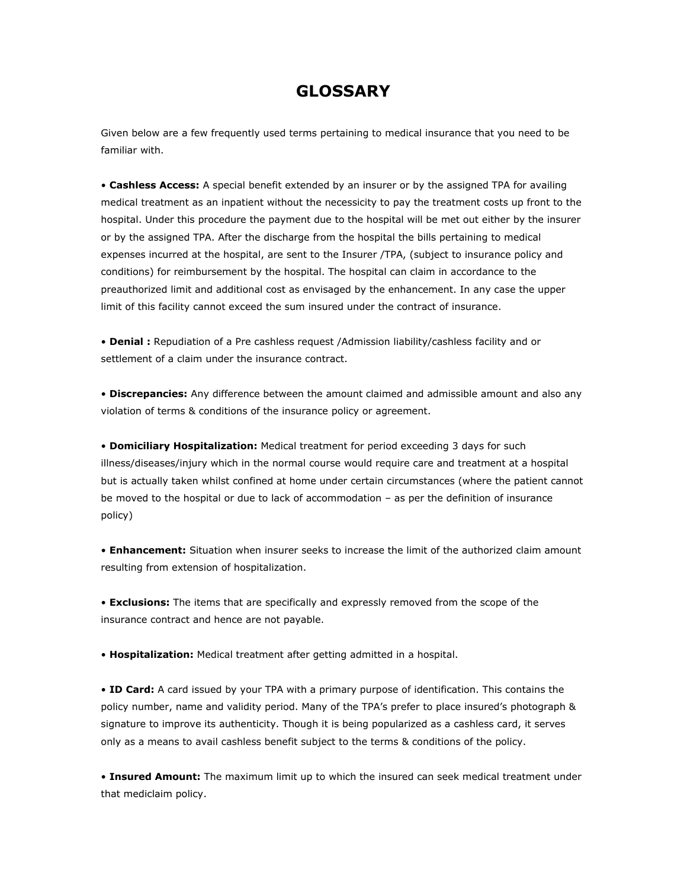# GLOSSARY

Given below are a few frequently used terms pertaining to medical insurance that you need to be familiar with.

- **Cashless Access:** A special benefit extended by an insurer or by the assigned TPA for availing medical treatment as an inpatient without the necessicity to pay the treatment costs up front to the hospital. Under this procedure the payment due to the hospital will be met out either by the insurer or by the assigned TPA. After the discharge from the hospital the bills pertaining to medical expenses incurred at the hospital, are sent to the Insurer /TPA, (subject to insurance policy and conditions) for reimbursement by the hospital. The hospital can claim in accordance to the preauthorized limit and additional cost as envisaged by the enhancement. In any case the upper limit of this facility cannot exceed the sum insured under the contract of insurance.

- **Denial :** Repudiation of a Pre cashless request /Admission liability/cashless facility and or settlement of a claim under the insurance contract.

- **Discrepancies:** Any difference between the amount claimed and admissible amount and also any violation of terms & conditions of the insurance policy or agreement.

- **Domiciliary Hospitalization:** Medical treatment for period exceeding 3 days for such illness/diseases/injury which in the normal course would require care and treatment at a hospital but is actually taken whilst confined at home under certain circumstances (where the patient cannot be moved to the hospital or due to lack of accommodation – as per the definition of insurance policy)

- **Enhancement:** Situation when insurer seeks to increase the limit of the authorized claim amount resulting from extension of hospitalization.

- **Exclusions:** The items that are specifically and expressly removed from the scope of the insurance contract and hence are not payable.

- **Hospitalization:** Medical treatment after getting admitted in a hospital.

- **ID Card:** A card issued by your TPA with a primary purpose of identification. This contains the policy number, name and validity period. Many of the TPA's prefer to place insured's photograph & signature to improve its authenticity. Though it is being popularized as a cashless card, it serves only as a means to avail cashless benefit subject to the terms & conditions of the policy.

- **Insured Amount:** The maximum limit up to which the insured can seek medical treatment under that mediclaim policy.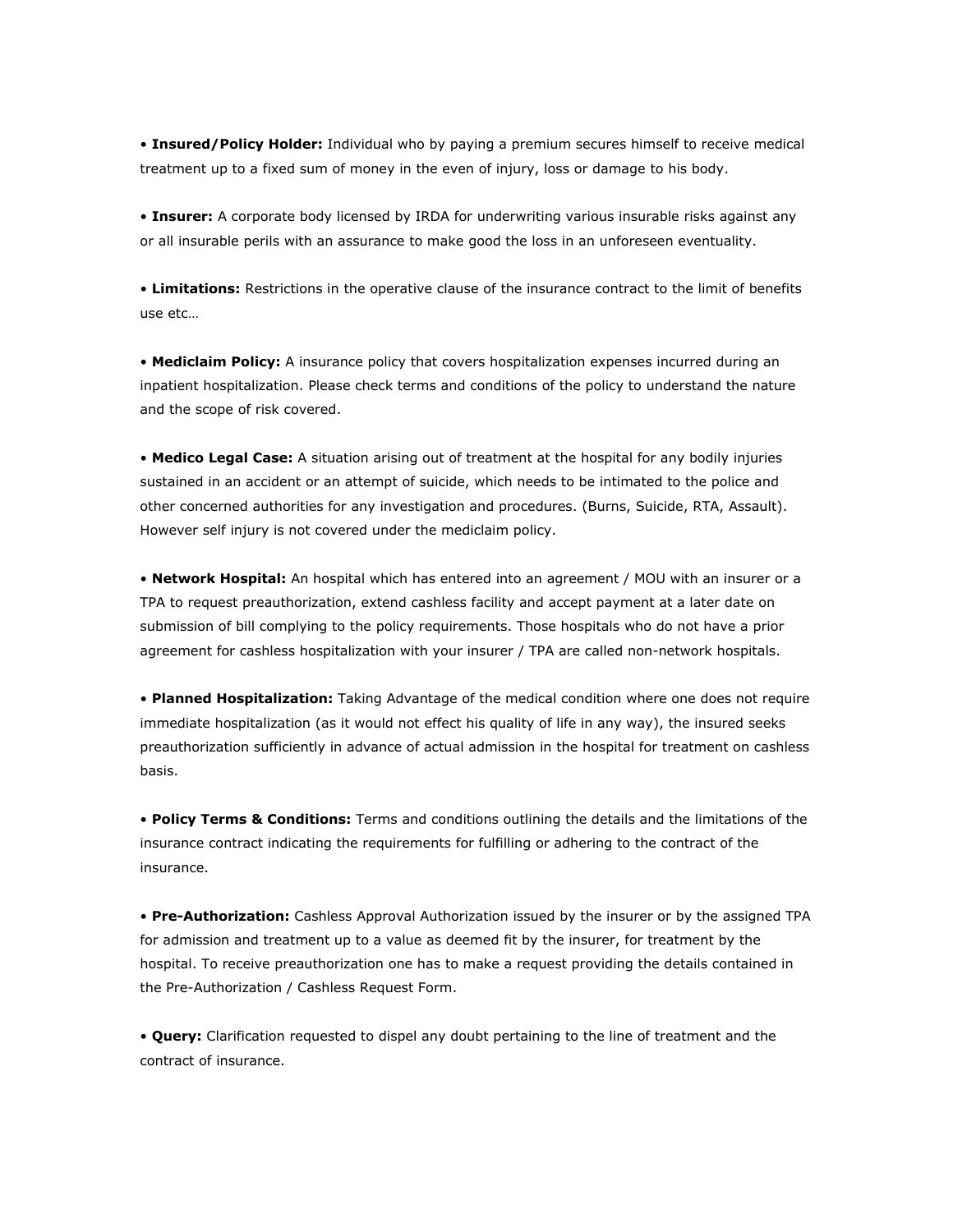• **Insured/Policy Holder:** Individual who by paying a premium secures himself to receive medical treatment up to a fixed sum of money in the even of injury, loss or damage to his body.

• **Insurer:** A corporate body licensed by IRDA for underwriting various insurable risks against any or all insurable perils with an assurance to make good the loss in an unforeseen eventuality.

• **Limitations:** Restrictions in the operative clause of the insurance contract to the limit of benefits use etc…

• **Mediclaim Policy:** A insurance policy that covers hospitalization expenses incurred during an inpatient hospitalization. Please check terms and conditions of the policy to understand the nature and the scope of risk covered.

• **Medico Legal Case:** A situation arising out of treatment at the hospital for any bodily injuries sustained in an accident or an attempt of suicide, which needs to be intimated to the police and other concerned authorities for any investigation and procedures. (Burns, Suicide, RTA, Assault). However self injury is not covered under the mediclaim policy.

• **Network Hospital:** An hospital which has entered into an agreement / MOU with an insurer or a TPA to request preauthorization, extend cashless facility and accept payment at a later date on submission of bill complying to the policy requirements. Those hospitals who do not have a prior agreement for cashless hospitalization with your insurer / TPA are called non-network hospitals.

• **Planned Hospitalization:** Taking Advantage of the medical condition where one does not require immediate hospitalization (as it would not effect his quality of life in any way), the insured seeks preauthorization sufficiently in advance of actual admission in the hospital for treatment on cashless basis.

• **Policy Terms & Conditions:** Terms and conditions outlining the details and the limitations of the insurance contract indicating the requirements for fulfilling or adhering to the contract of the insurance.

• **Pre-Authorization:** Cashless Approval Authorization issued by the insurer or by the assigned TPA for admission and treatment up to a value as deemed fit by the insurer, for treatment by the hospital. To receive preauthorization one has to make a request providing the details contained in the Pre-Authorization / Cashless Request Form.

• **Query:** Clarification requested to dispel any doubt pertaining to the line of treatment and the contract of insurance.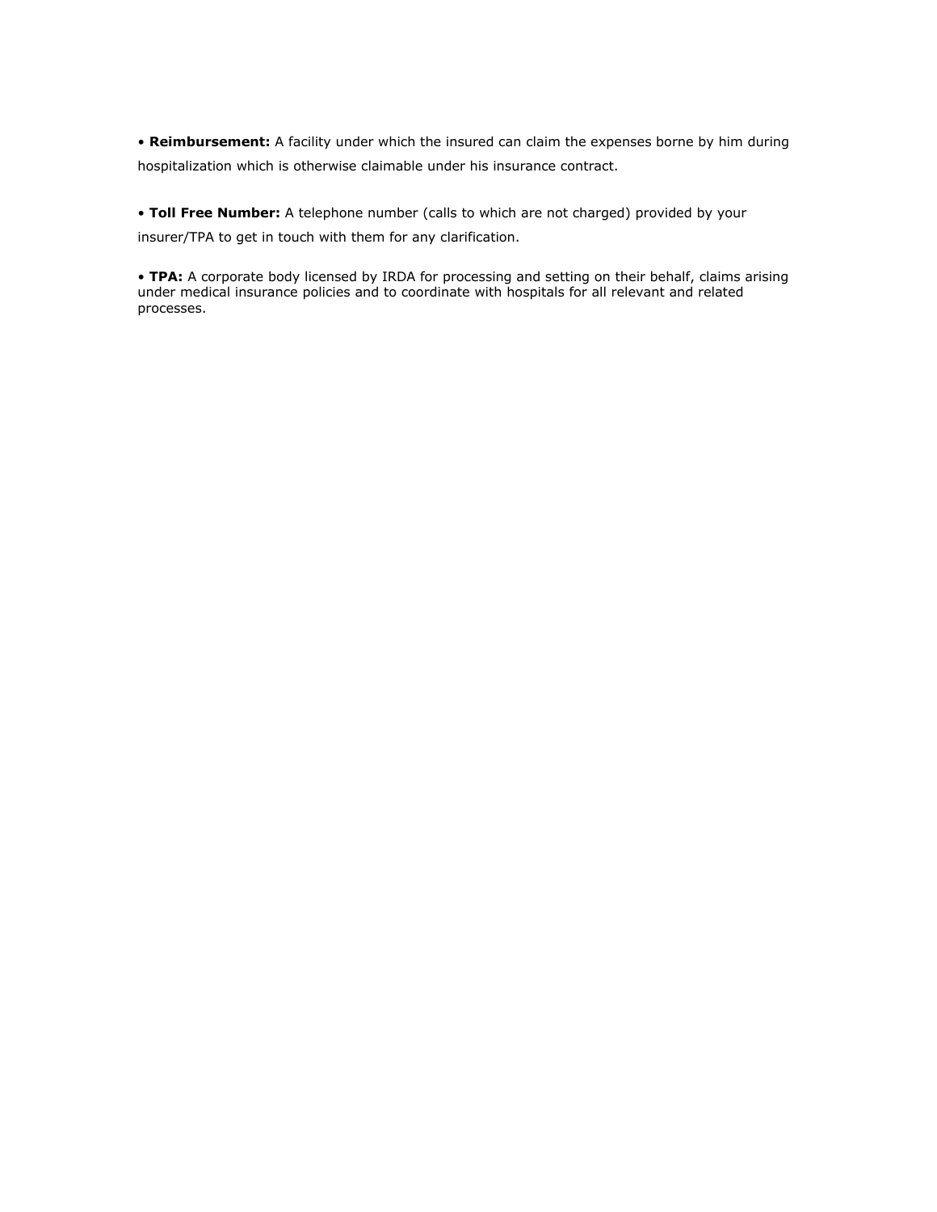- **Reimbursement:** A facility under which the insured can claim the expenses borne by him during hospitalization which is otherwise claimable under his insurance contract.

- **Toll Free Number:** A telephone number (calls to which are not charged) provided by your insurer/TPA to get in touch with them for any clarification.

- **TPA:** A corporate body licensed by IRDA for processing and setting on their behalf, claims arising under medical insurance policies and to coordinate with hospitals for all relevant and related processes.